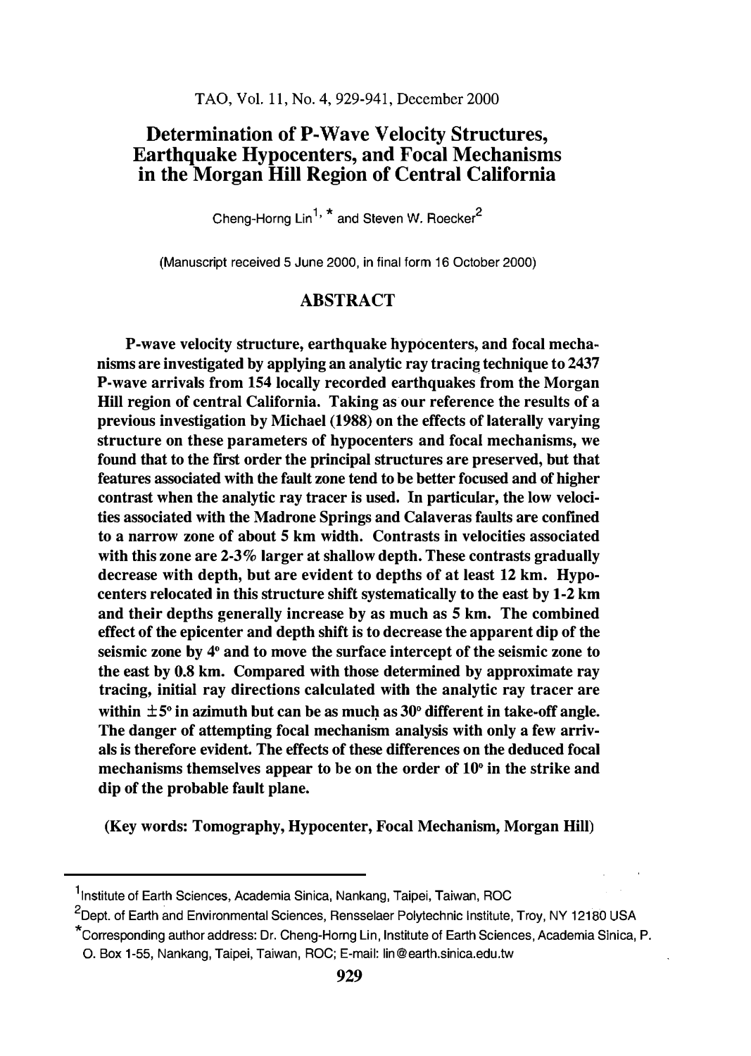# Determination of P-Wave Velocity Structures, Earthquake Hypocenters, and Focal Mechanisms in the Morgan Hill Region of Central California

Cheng-Horng Lin[1,*] and Steven W. Roecker[2]

(Manuscript received 5 June 2000, in final form 16 October 2000)

## ABSTRACT

**P-wave velocity structure, earthquake hypocenters, and focal mechanisms are investigated by applying an analytic ray tracing technique to 2437 P-wave arrivals from 154 locally recorded earthquakes from the Morgan Hill region of central California. Taking as our reference the results of a previous investigation by Michael (1988) on the effects of laterally varying structure on these parameters of hypocenters and focal mechanisms, we found that to the first order the principal structures are preserved, but that features associated with the fault zone tend to be better focused and of higher contrast when the analytic ray tracer is used. In particular, the low velocities associated with the Madrone Springs and Calaveras faults are confined to a narrow zone of about 5 km width. Contrasts in velocities associated with this zone are 2-3% larger at shallow depth. These contrasts gradually decrease with depth, but are evident to depths of at least 12 km. Hypocenters relocated in this structure shift systematically to the east by 1-2 km and their depths generally increase by as much as 5 km. The combined effect of the epicenter and depth shift is to decrease the apparent dip of the seismic zone by 4° and to move the surface intercept of the seismic zone to the east by 0.8 km. Compared with those determined by approximate ray tracing, initial ray directions calculated with the analytic ray tracer are within ±5° in azimuth but can be as much as 30° different in take-off angle. The danger of attempting focal mechanism analysis with only a few arrivals is therefore evident. The effects of these differences on the deduced focal mechanisms themselves appear to be on the order of 10° in the strike and dip of the probable fault plane.**

**(Key words: Tomography, Hypocenter, Focal Mechanism, Morgan Hill)**

---

[1] Institute of Earth Sciences, Academia Sinica, Nankang, Taipei, Taiwan, ROC

[2] Dept. of Earth and Environmental Sciences, Rensselaer Polytechnic Institute, Troy, NY 12180 USA

[*] Corresponding author address: Dr. Cheng-Horng Lin, Institute of Earth Sciences, Academia Sinica, P. O. Box 1-55, Nankang, Taipei, Taiwan, ROC; E-mail: lin@earth.sinica.edu.tw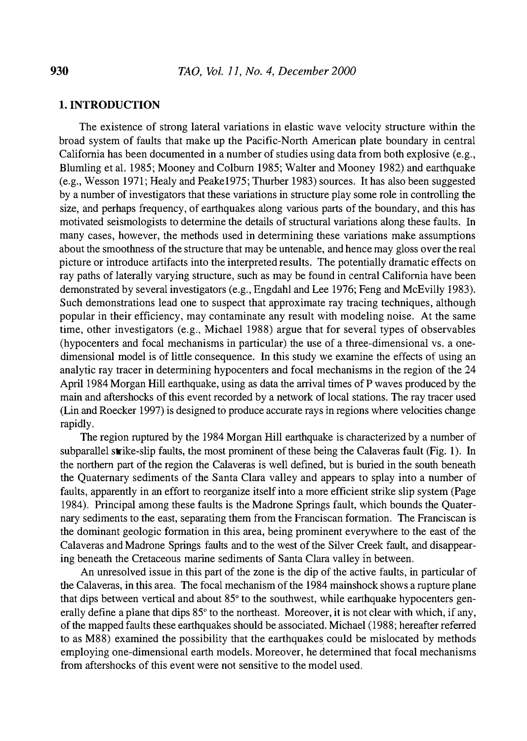## 1. INTRODUCTION

The existence of strong lateral variations in elastic wave velocity structure within the broad system of faults that make up the Pacific-North American plate boundary in central California has been documented in a number of studies using data from both explosive (e.g., Blumling et al. 1985; Mooney and Colburn 1985; Walter and Mooney 1982) and earthquake (e.g., Wesson 1971; Healy and Peake1975; Thurber 1983) sources. It has also been suggested by a number of investigators that these variations in structure play some role in controlling the size, and perhaps frequency, of earthquakes along various parts of the boundary, and this has motivated seismologists to determine the details of structural variations along these faults. In many cases, however, the methods used in determining these variations make assumptions about the smoothness of the structure that may be untenable, and hence may gloss over the real picture or introduce artifacts into the interpreted results. The potentially dramatic effects on ray paths of laterally varying structure, such as may be found in central California have been demonstrated by several investigators (e.g., Engdahl and Lee 1976; Feng and McEvilly 1983). Such demonstrations lead one to suspect that approximate ray tracing techniques, although popular in their efficiency, may contaminate any result with modeling noise. At the same time, other investigators (e.g., Michael 1988) argue that for several types of observables (hypocenters and focal mechanisms in particular) the use of a three-dimensional vs. a one-dimensional model is of little consequence. In this study we examine the effects of using an analytic ray tracer in determining hypocenters and focal mechanisms in the region of the 24 April 1984 Morgan Hill earthquake, using as data the arrival times of P waves produced by the main and aftershocks of this event recorded by a network of local stations. The ray tracer used (Lin and Roecker 1997) is designed to produce accurate rays in regions where velocities change rapidly.

The region ruptured by the 1984 Morgan Hill earthquake is characterized by a number of subparallel strike-slip faults, the most prominent of these being the Calaveras fault (Fig. 1). In the northern part of the region the Calaveras is well defined, but is buried in the south beneath the Quaternary sediments of the Santa Clara valley and appears to splay into a number of faults, apparently in an effort to reorganize itself into a more efficient strike slip system (Page 1984). Principal among these faults is the Madrone Springs fault, which bounds the Quaternary sediments to the east, separating them from the Franciscan formation. The Franciscan is the dominant geologic formation in this area, being prominent everywhere to the east of the Calaveras and Madrone Springs faults and to the west of the Silver Creek fault, and disappearing beneath the Cretaceous marine sediments of Santa Clara valley in between.

An unresolved issue in this part of the zone is the dip of the active faults, in particular of the Calaveras, in this area. The focal mechanism of the 1984 mainshock shows a rupture plane that dips between vertical and about 85° to the southwest, while earthquake hypocenters generally define a plane that dips 85° to the northeast. Moreover, it is not clear with which, if any, of the mapped faults these earthquakes should be associated. Michael (1988; hereafter referred to as M88) examined the possibility that the earthquakes could be mislocated by methods employing one-dimensional earth models. Moreover, he determined that focal mechanisms from aftershocks of this event were not sensitive to the model used.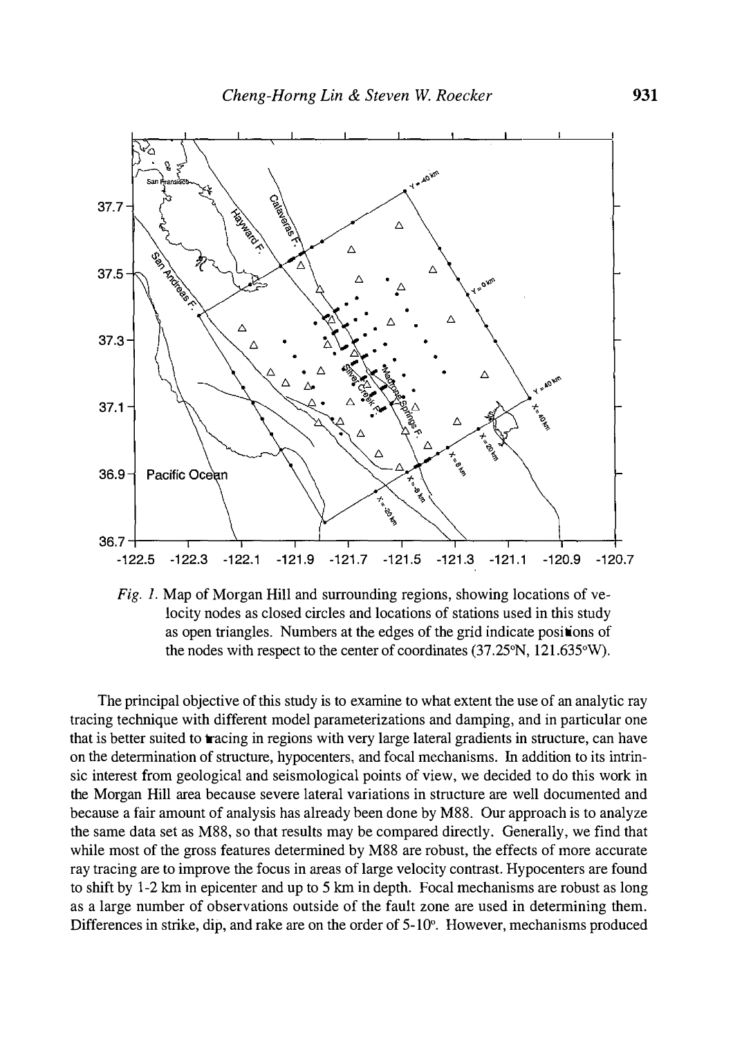*Fig. 1.* Map of Morgan Hill and surrounding regions, showing locations of velocity nodes as closed circles and locations of stations used in this study as open triangles. Numbers at the edges of the grid indicate positions of the nodes with respect to the center of coordinates (37.25°N, 121.635°W).

The principal objective of this study is to examine to what extent the use of an analytic ray tracing technique with different model parameterizations and damping, and in particular one that is better suited to tracing in regions with very large lateral gradients in structure, can have on the determination of structure, hypocenters, and focal mechanisms. In addition to its intrinsic interest from geological and seismological points of view, we decided to do this work in the Morgan Hill area because severe lateral variations in structure are well documented and because a fair amount of analysis has already been done by M88. Our approach is to analyze the same data set as M88, so that results may be compared directly. Generally, we find that while most of the gross features determined by M88 are robust, the effects of more accurate ray tracing are to improve the focus in areas of large velocity contrast. Hypocenters are found to shift by 1-2 km in epicenter and up to 5 km in depth. Focal mechanisms are robust as long as a large number of observations outside of the fault zone are used in determining them. Differences in strike, dip, and rake are on the order of 5-10°. However, mechanisms produced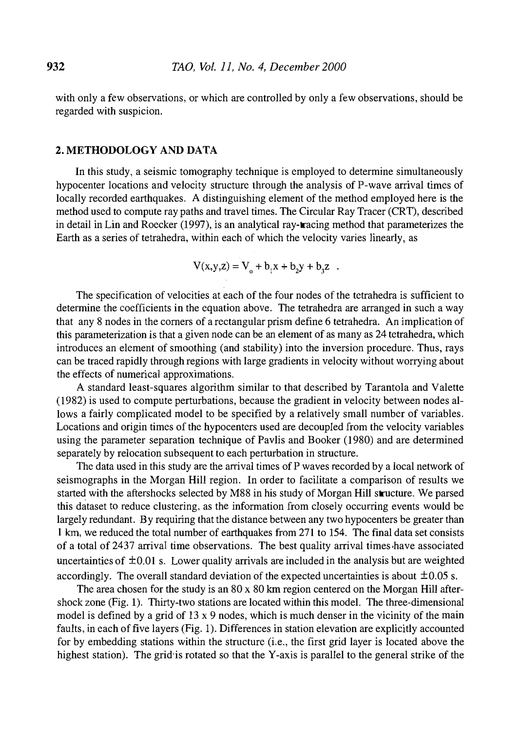with only a few observations, or which are controlled by only a few observations, should be regarded with suspicion.

## 2. METHODOLOGY AND DATA

In this study, a seismic tomography technique is employed to determine simultaneously hypocenter locations and velocity structure through the analysis of P-wave arrival times of locally recorded earthquakes. A distinguishing element of the method employed here is the method used to compute ray paths and travel times. The Circular Ray Tracer (CRT), described in detail in Lin and Roecker (1997), is an analytical ray-tracing method that parameterizes the Earth as a series of tetrahedra, within each of which the velocity varies linearly, as

$$V(x,y,z) = V_o + b_1x + b_2y + b_3z \quad .$$

The specification of velocities at each of the four nodes of the tetrahedra is sufficient to determine the coefficients in the equation above. The tetrahedra are arranged in such a way that any 8 nodes in the corners of a rectangular prism define 6 tetrahedra. An implication of this parameterization is that a given node can be an element of as many as 24 tetrahedra, which introduces an element of smoothing (and stability) into the inversion procedure. Thus, rays can be traced rapidly through regions with large gradients in velocity without worrying about the effects of numerical approximations.

A standard least-squares algorithm similar to that described by Tarantola and Valette (1982) is used to compute perturbations, because the gradient in velocity between nodes allows a fairly complicated model to be specified by a relatively small number of variables. Locations and origin times of the hypocenters used are decoupled from the velocity variables using the parameter separation technique of Pavlis and Booker (1980) and are determined separately by relocation subsequent to each perturbation in structure.

The data used in this study are the arrival times of P waves recorded by a local network of seismographs in the Morgan Hill region. In order to facilitate a comparison of results we started with the aftershocks selected by M88 in his study of Morgan Hill structure. We parsed this dataset to reduce clustering, as the information from closely occurring events would be largely redundant. By requiring that the distance between any two hypocenters be greater than 1 km, we reduced the total number of earthquakes from 271 to 154. The final data set consists of a total of 2437 arrival time observations. The best quality arrival times have associated uncertainties of $\pm 0.01$ s. Lower quality arrivals are included in the analysis but are weighted accordingly. The overall standard deviation of the expected uncertainties is about $\pm 0.05$ s.

The area chosen for the study is an 80 x 80 km region centered on the Morgan Hill aftershock zone (Fig. 1). Thirty-two stations are located within this model. The three-dimensional model is defined by a grid of 13 x 9 nodes, which is much denser in the vicinity of the main faults, in each of five layers (Fig. 1). Differences in station elevation are explicitly accounted for by embedding stations within the structure (i.e., the first grid layer is located above the highest station). The grid is rotated so that the Y-axis is parallel to the general strike of the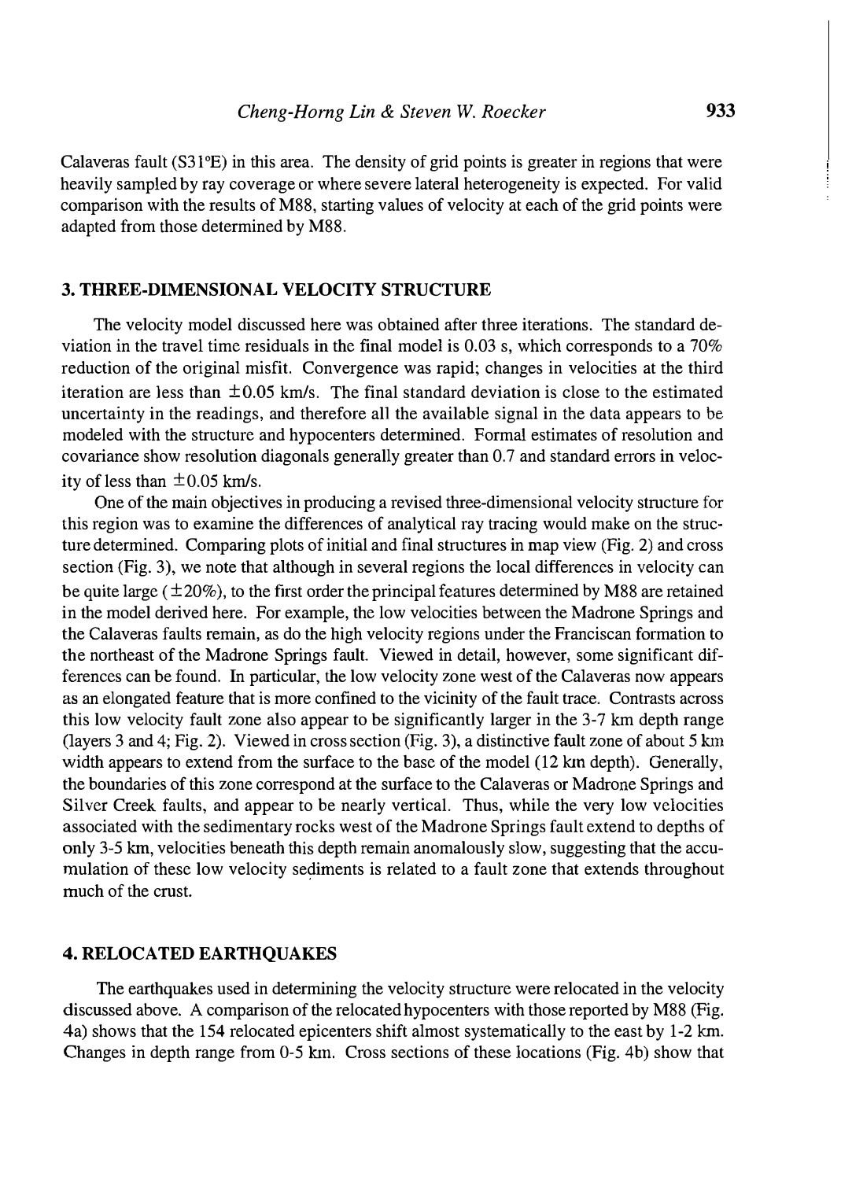Calaveras fault (S31°E) in this area. The density of grid points is greater in regions that were heavily sampled by ray coverage or where severe lateral heterogeneity is expected. For valid comparison with the results of M88, starting values of velocity at each of the grid points were adapted from those determined by M88.

## 3. THREE-DIMENSIONAL VELOCITY STRUCTURE

The velocity model discussed here was obtained after three iterations. The standard deviation in the travel time residuals in the final model is 0.03 s, which corresponds to a 70% reduction of the original misfit. Convergence was rapid; changes in velocities at the third iteration are less than $\pm 0.05$ km/s. The final standard deviation is close to the estimated uncertainty in the readings, and therefore all the available signal in the data appears to be modeled with the structure and hypocenters determined. Formal estimates of resolution and covariance show resolution diagonals generally greater than 0.7 and standard errors in velocity of less than $\pm 0.05$ km/s.

One of the main objectives in producing a revised three-dimensional velocity structure for this region was to examine the differences of analytical ray tracing would make on the structure determined. Comparing plots of initial and final structures in map view (Fig. 2) and cross section (Fig. 3), we note that although in several regions the local differences in velocity can be quite large ($\pm 20\%$), to the first order the principal features determined by M88 are retained in the model derived here. For example, the low velocities between the Madrone Springs and the Calaveras faults remain, as do the high velocity regions under the Franciscan formation to the northeast of the Madrone Springs fault. Viewed in detail, however, some significant differences can be found. In particular, the low velocity zone west of the Calaveras now appears as an elongated feature that is more confined to the vicinity of the fault trace. Contrasts across this low velocity fault zone also appear to be significantly larger in the 3-7 km depth range (layers 3 and 4; Fig. 2). Viewed in cross section (Fig. 3), a distinctive fault zone of about 5 km width appears to extend from the surface to the base of the model (12 km depth). Generally, the boundaries of this zone correspond at the surface to the Calaveras or Madrone Springs and Silver Creek faults, and appear to be nearly vertical. Thus, while the very low velocities associated with the sedimentary rocks west of the Madrone Springs fault extend to depths of only 3-5 km, velocities beneath this depth remain anomalously slow, suggesting that the accumulation of these low velocity sediments is related to a fault zone that extends throughout much of the crust.

## 4. RELOCATED EARTHQUAKES

The earthquakes used in determining the velocity structure were relocated in the velocity discussed above. A comparison of the relocated hypocenters with those reported by M88 (Fig. 4a) shows that the 154 relocated epicenters shift almost systematically to the east by 1-2 km. Changes in depth range from 0-5 km. Cross sections of these locations (Fig. 4b) show that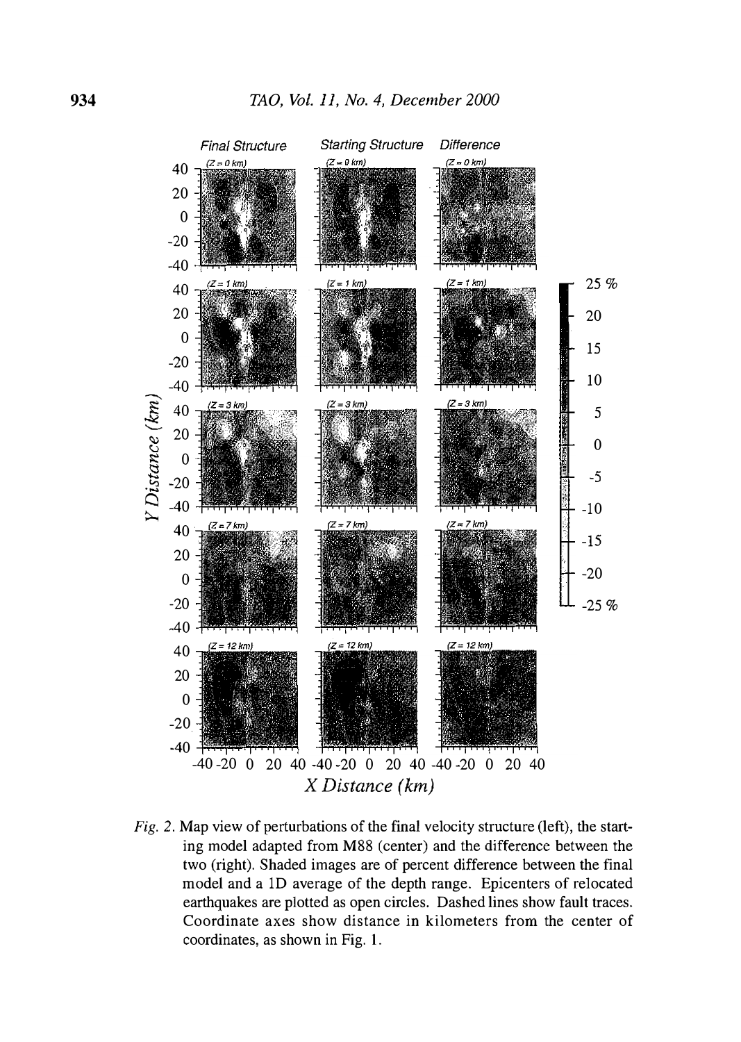*Fig. 2.* Map view of perturbations of the final velocity structure (left), the starting model adapted from M88 (center) and the difference between the two (right). Shaded images are of percent difference between the final model and a 1D average of the depth range. Epicenters of relocated earthquakes are plotted as open circles. Dashed lines show fault traces. Coordinate axes show distance in kilometers from the center of coordinates, as shown in Fig. 1.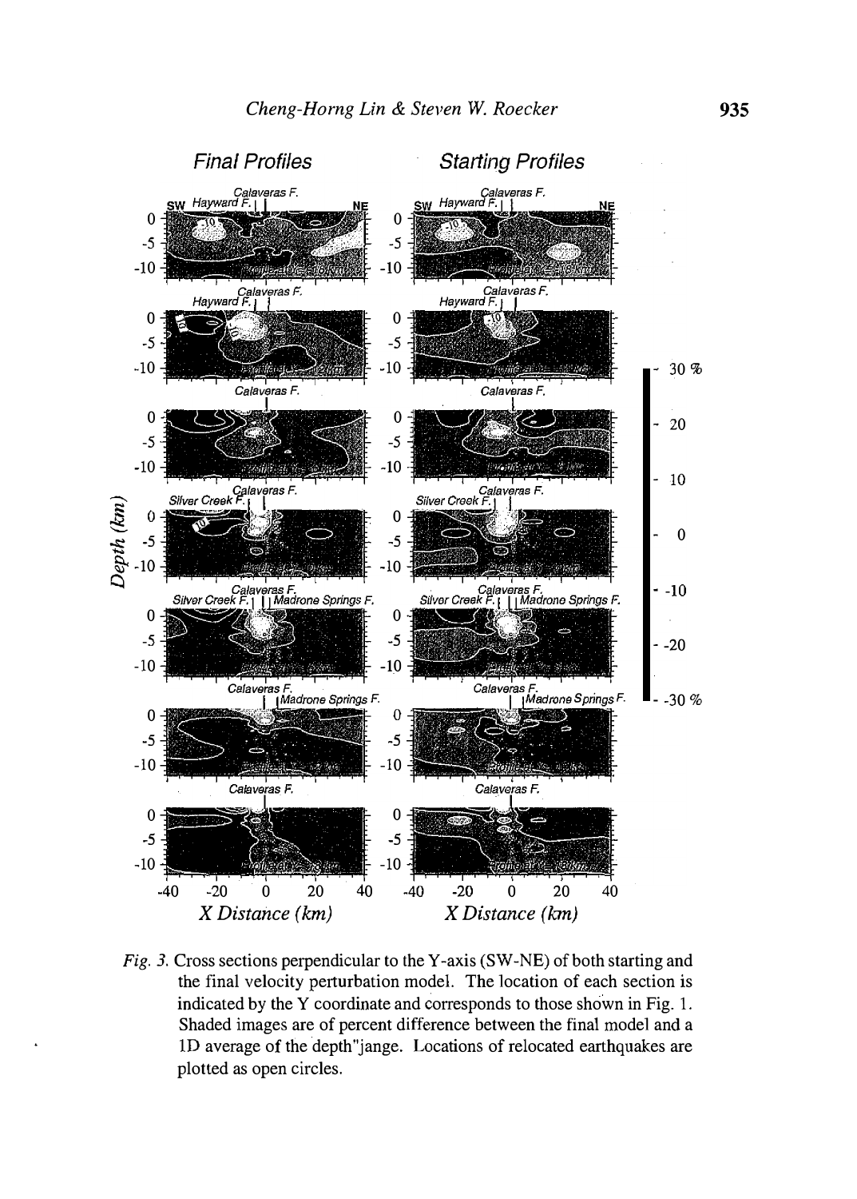*Fig. 3.* Cross sections perpendicular to the Y-axis (SW-NE) of both starting and the final velocity perturbation model. The location of each section is indicated by the Y coordinate and corresponds to those shown in Fig. 1. Shaded images are of percent difference between the final model and a 1D average of the depth"jange. Locations of relocated earthquakes are plotted as open circles.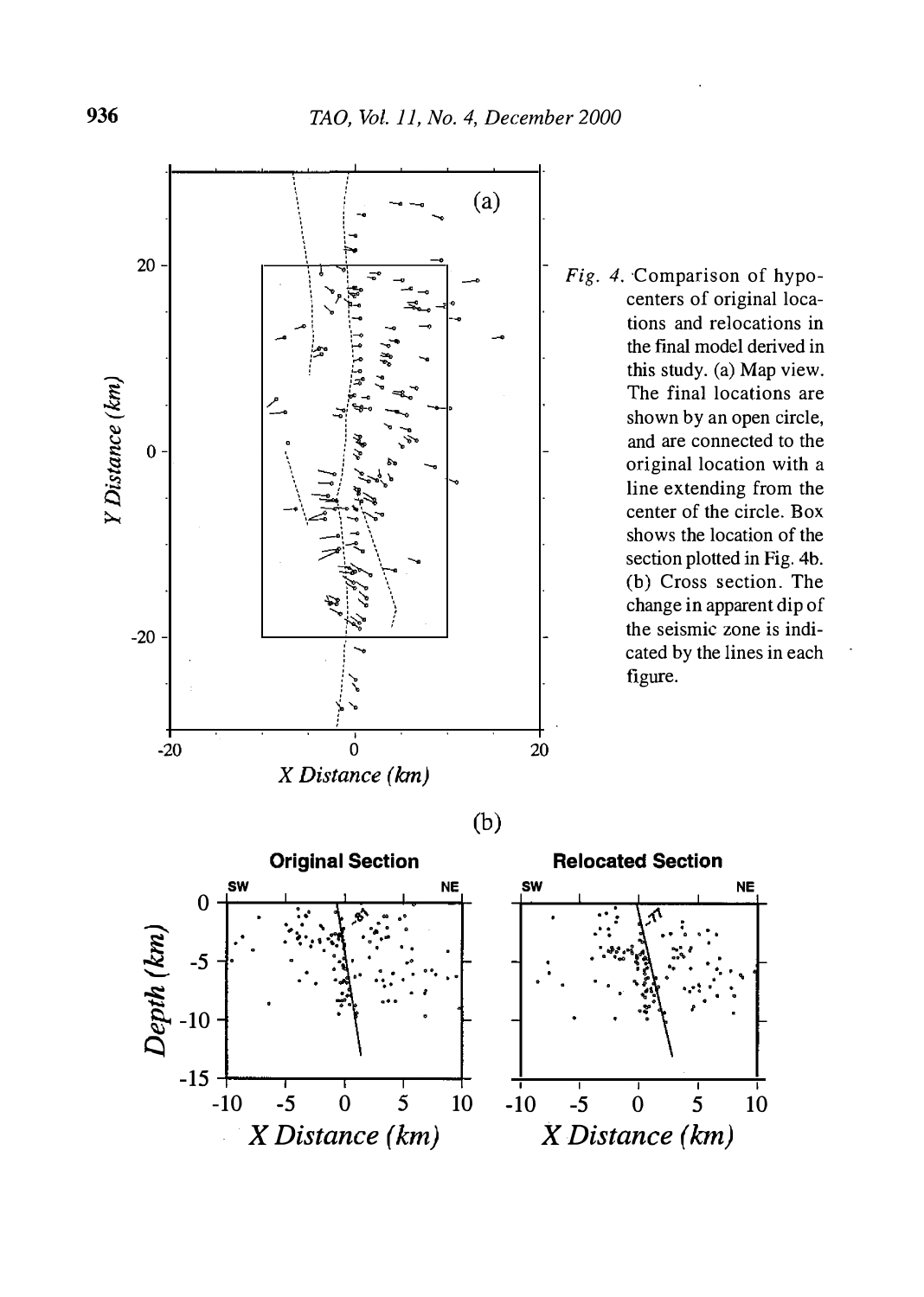*Fig. 4.* Comparison of hypocenters of original locations and relocations in the final model derived in this study. (a) Map view. The final locations are shown by an open circle, and are connected to the original location with a line extending from the center of the circle. Box shows the location of the section plotted in Fig. 4b. (b) Cross section. The change in apparent dip of the seismic zone is indicated by the lines in each figure.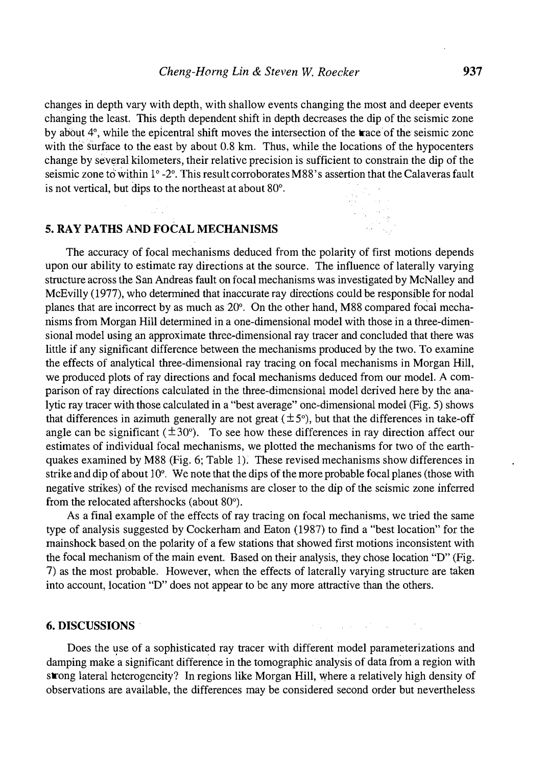changes in depth vary with depth, with shallow events changing the most and deeper events changing the least. This depth dependent shift in depth decreases the dip of the seismic zone by about 4°, while the epicentral shift moves the intersection of the trace of the seismic zone with the surface to the east by about 0.8 km. Thus, while the locations of the hypocenters change by several kilometers, their relative precision is sufficient to constrain the dip of the seismic zone to within 1°-2°. This result corroborates M88's assertion that the Calaveras fault is not vertical, but dips to the northeast at about 80°.

## 5. RAY PATHS AND FOCAL MECHANISMS

The accuracy of focal mechanisms deduced from the polarity of first motions depends upon our ability to estimate ray directions at the source. The influence of laterally varying structure across the San Andreas fault on focal mechanisms was investigated by McNalley and McEvilly (1977), who determined that inaccurate ray directions could be responsible for nodal planes that are incorrect by as much as 20°. On the other hand, M88 compared focal mechanisms from Morgan Hill determined in a one-dimensional model with those in a three-dimensional model using an approximate three-dimensional ray tracer and concluded that there was little if any significant difference between the mechanisms produced by the two. To examine the effects of analytical three-dimensional ray tracing on focal mechanisms in Morgan Hill, we produced plots of ray directions and focal mechanisms deduced from our model. A comparison of ray directions calculated in the three-dimensional model derived here by the analytic ray tracer with those calculated in a "best average" one-dimensional model (Fig. 5) shows that differences in azimuth generally are not great (±5°), but that the differences in take-off angle can be significant (±30°). To see how these differences in ray direction affect our estimates of individual focal mechanisms, we plotted the mechanisms for two of the earthquakes examined by M88 (Fig. 6; Table 1). These revised mechanisms show differences in strike and dip of about 10°. We note that the dips of the more probable focal planes (those with negative strikes) of the revised mechanisms are closer to the dip of the seismic zone inferred from the relocated aftershocks (about 80°).

As a final example of the effects of ray tracing on focal mechanisms, we tried the same type of analysis suggested by Cockerham and Eaton (1987) to find a "best location" for the mainshock based on the polarity of a few stations that showed first motions inconsistent with the focal mechanism of the main event. Based on their analysis, they chose location "D" (Fig. 7) as the most probable. However, when the effects of laterally varying structure are taken into account, location "D" does not appear to be any more attractive than the others.

## 6. DISCUSSIONS

Does the use of a sophisticated ray tracer with different model parameterizations and damping make a significant difference in the tomographic analysis of data from a region with strong lateral heterogeneity? In regions like Morgan Hill, where a relatively high density of observations are available, the differences may be considered second order but nevertheless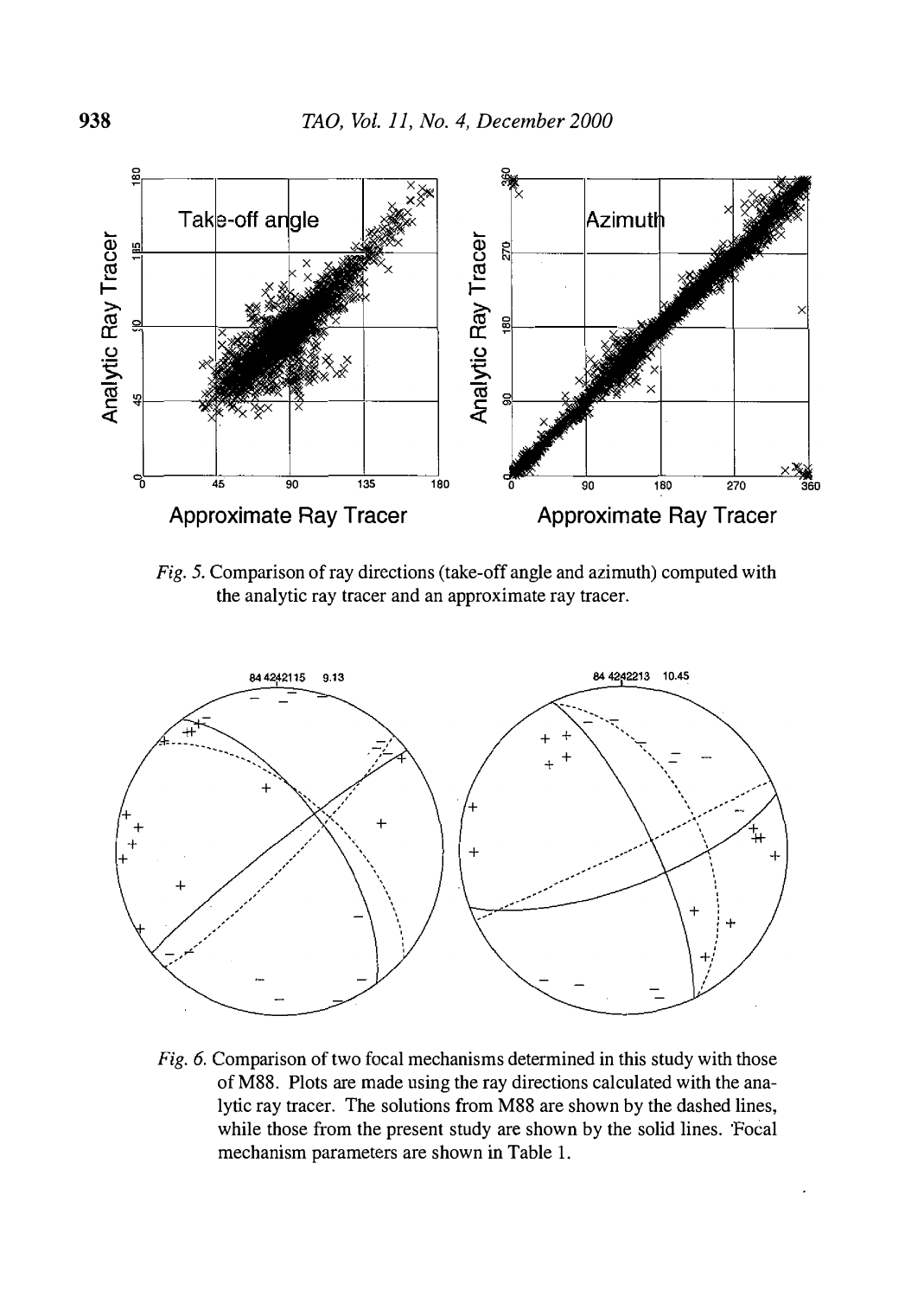*Fig. 5.* Comparison of ray directions (take-off angle and azimuth) computed with the analytic ray tracer and an approximate ray tracer.

*Fig. 6.* Comparison of two focal mechanisms determined in this study with those of M88. Plots are made using the ray directions calculated with the analytic ray tracer. The solutions from M88 are shown by the dashed lines, while those from the present study are shown by the solid lines. Focal mechanism parameters are shown in Table 1.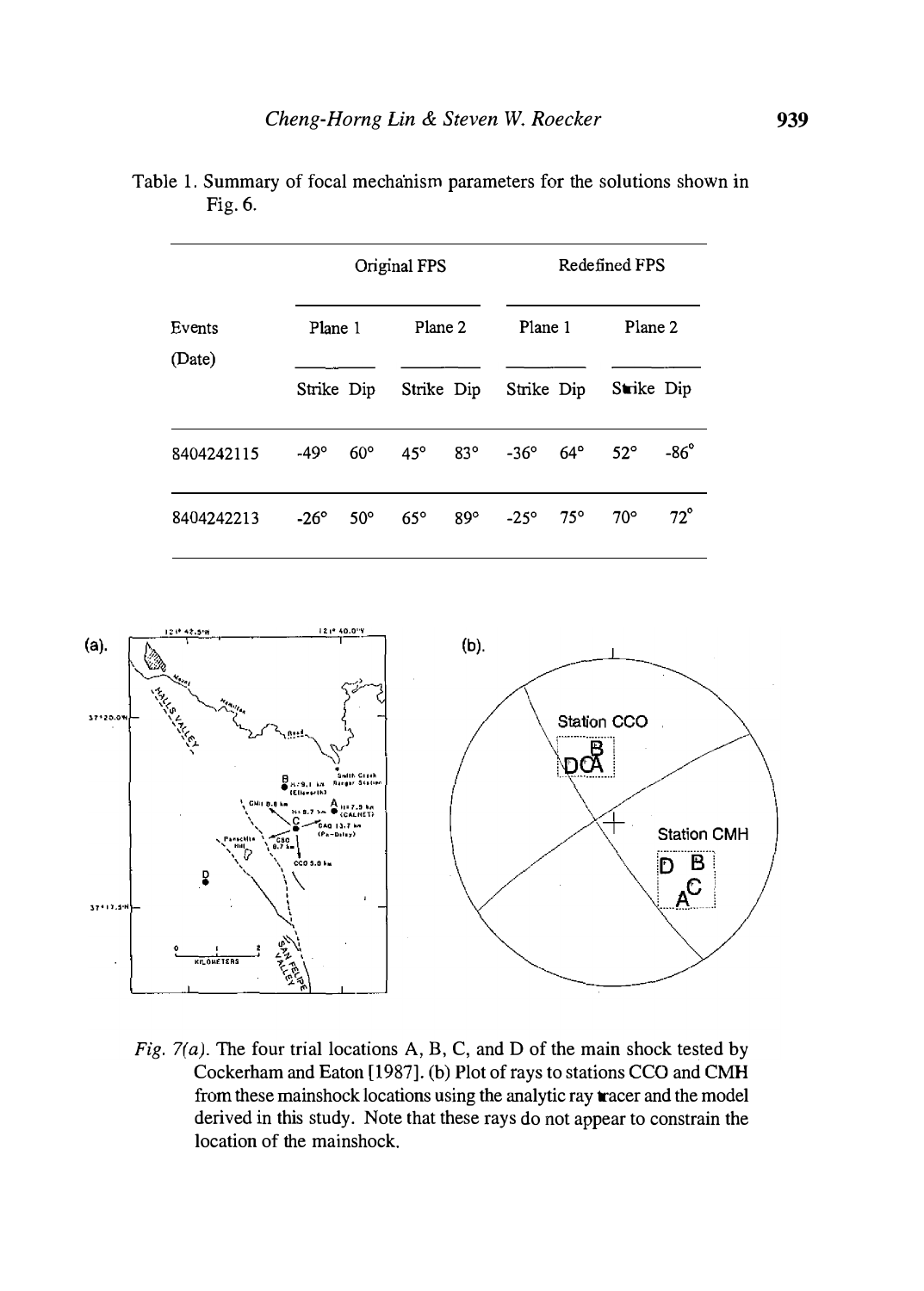Table 1. Summary of focal mechanism parameters for the solutions shown in Fig. 6.

| Events (Date) | Original FPS | | | | Redefined FPS | | | |
|---|---|---|---|---|---|---|---|---|
| | Plane 1 | | Plane 2 | | Plane 1 | | Plane 2 | |
| | Strike | Dip | Strike | Dip | Strike | Dip | Strike | Dip |
| 8404242115 | -49° | 60° | 45° | 83° | -36° | 64° | 52° | -86° |
| 8404242213 | -26° | 50° | 65° | 89° | -25° | 75° | 70° | 72° |

*Fig. 7(a).* The four trial locations A, B, C, and D of the main shock tested by Cockerham and Eaton [1987]. (b) Plot of rays to stations CCO and CMH from these mainshock locations using the analytic ray tracer and the model derived in this study. Note that these rays do not appear to constrain the location of the mainshock.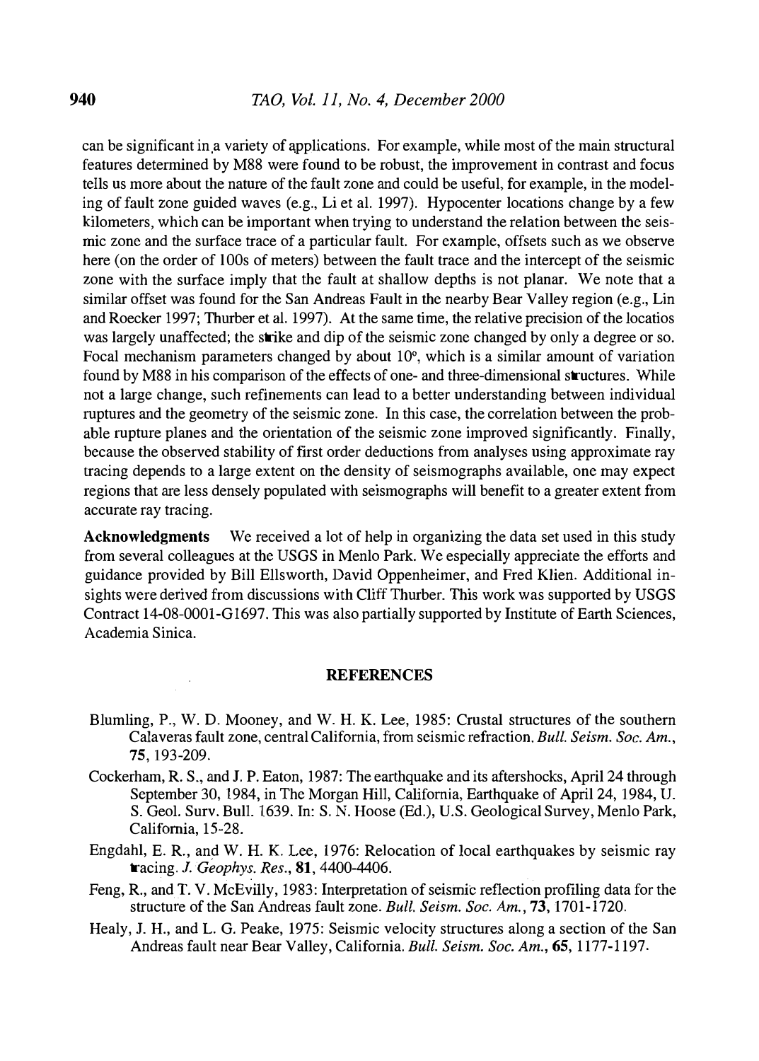can be significant in a variety of applications. For example, while most of the main structural features determined by M88 were found to be robust, the improvement in contrast and focus tells us more about the nature of the fault zone and could be useful, for example, in the modeling of fault zone guided waves (e.g., Li et al. 1997). Hypocenter locations change by a few kilometers, which can be important when trying to understand the relation between the seismic zone and the surface trace of a particular fault. For example, offsets such as we observe here (on the order of 100s of meters) between the fault trace and the intercept of the seismic zone with the surface imply that the fault at shallow depths is not planar. We note that a similar offset was found for the San Andreas Fault in the nearby Bear Valley region (e.g., Lin and Roecker 1997; Thurber et al. 1997). At the same time, the relative precision of the locatios was largely unaffected; the strike and dip of the seismic zone changed by only a degree or so. Focal mechanism parameters changed by about 10°, which is a similar amount of variation found by M88 in his comparison of the effects of one- and three-dimensional structures. While not a large change, such refinements can lead to a better understanding between individual ruptures and the geometry of the seismic zone. In this case, the correlation between the probable rupture planes and the orientation of the seismic zone improved significantly. Finally, because the observed stability of first order deductions from analyses using approximate ray tracing depends to a large extent on the density of seismographs available, one may expect regions that are less densely populated with seismographs will benefit to a greater extent from accurate ray tracing.

**Acknowledgments** We received a lot of help in organizing the data set used in this study from several colleagues at the USGS in Menlo Park. We especially appreciate the efforts and guidance provided by Bill Ellsworth, David Oppenheimer, and Fred Klien. Additional insights were derived from discussions with Cliff Thurber. This work was supported by USGS Contract 14-08-0001-G1697. This was also partially supported by Institute of Earth Sciences, Academia Sinica.

## REFERENCES

Blumling, P., W. D. Mooney, and W. H. K. Lee, 1985: Crustal structures of the southern Calaveras fault zone, central California, from seismic refraction. *Bull. Seism. Soc. Am.*, **75**, 193-209.

Cockerham, R. S., and J. P. Eaton, 1987: The earthquake and its aftershocks, April 24 through September 30, 1984, in The Morgan Hill, California, Earthquake of April 24, 1984, U. S. Geol. Surv. Bull. 1639. In: S. N. Hoose (Ed.), U.S. Geological Survey, Menlo Park, California, 15-28.

Engdahl, E. R., and W. H. K. Lee, 1976: Relocation of local earthquakes by seismic ray tracing. *J. Geophys. Res.*, **81**, 4400-4406.

Feng, R., and T. V. McEvilly, 1983: Interpretation of seismic reflection profiling data for the structure of the San Andreas fault zone. *Bull. Seism. Soc. Am.*, **73**, 1701-1720.

Healy, J. H., and L. G. Peake, 1975: Seismic velocity structures along a section of the San Andreas fault near Bear Valley, California. *Bull. Seism. Soc. Am.*, **65**, 1177-1197.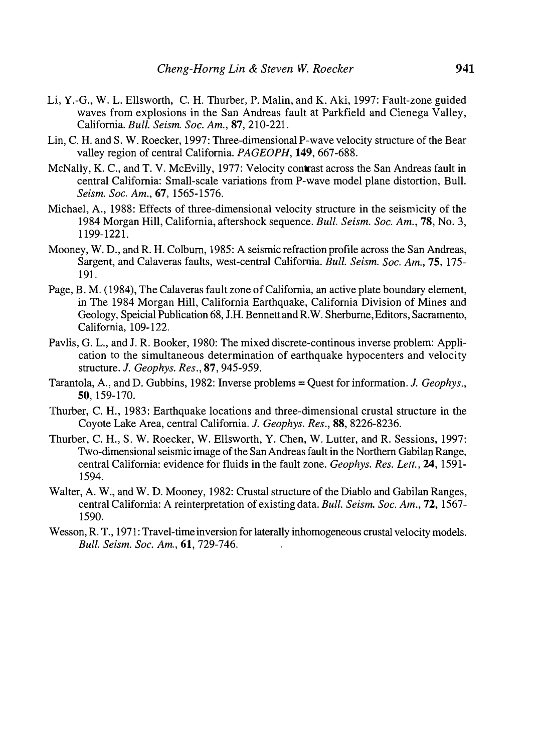Li, Y.-G., W. L. Ellsworth, C. H. Thurber, P. Malin, and K. Aki, 1997: Fault-zone guided waves from explosions in the San Andreas fault at Parkfield and Cienega Valley, California. *Bull. Seism. Soc. Am.*, **87**, 210-221.

Lin, C. H. and S. W. Roecker, 1997: Three-dimensional P-wave velocity structure of the Bear valley region of central California. *PAGEOPH*, **149**, 667-688.

McNally, K. C., and T. V. McEvilly, 1977: Velocity contrast across the San Andreas fault in central California: Small-scale variations from P-wave model plane distortion, Bull. *Seism. Soc. Am.*, **67**, 1565-1576.

Michael, A., 1988: Effects of three-dimensional velocity structure in the seismicity of the 1984 Morgan Hill, California, aftershock sequence. *Bull. Seism. Soc. Am.*, **78**, No. 3, 1199-1221.

Mooney, W. D., and R. H. Colburn, 1985: A seismic refraction profile across the San Andreas, Sargent, and Calaveras faults, west-central California. *Bull. Seism. Soc. Am.*, **75**, 175-191.

Page, B. M. (1984), The Calaveras fault zone of California, an active plate boundary element, in The 1984 Morgan Hill, California Earthquake, California Division of Mines and Geology, Speicial Publication 68, J.H. Bennett and R.W. Sherburne, Editors, Sacramento, California, 109-122.

Pavlis, G. L., and J. R. Booker, 1980: The mixed discrete-continous inverse problem: Application to the simultaneous determination of earthquake hypocenters and velocity structure. *J. Geophys. Res.*, **87**, 945-959.

Tarantola, A., and D. Gubbins, 1982: Inverse problems = Quest for information. *J. Geophys.*, **50**, 159-170.

Thurber, C. H., 1983: Earthquake locations and three-dimensional crustal structure in the Coyote Lake Area, central California. *J. Geophys. Res.*, **88**, 8226-8236.

Thurber, C. H., S. W. Roecker, W. Ellsworth, Y. Chen, W. Lutter, and R. Sessions, 1997: Two-dimensional seismic image of the San Andreas fault in the Northern Gabilan Range, central California: evidence for fluids in the fault zone. *Geophys. Res. Lett.*, **24**, 1591-1594.

Walter, A. W., and W. D. Mooney, 1982: Crustal structure of the Diablo and Gabilan Ranges, central California: A reinterpretation of existing data. *Bull. Seism. Soc. Am.*, **72**, 1567-1590.

Wesson, R. T., 1971: Travel-time inversion for laterally inhomogeneous crustal velocity models. *Bull. Seism. Soc. Am.*, **61**, 729-746.